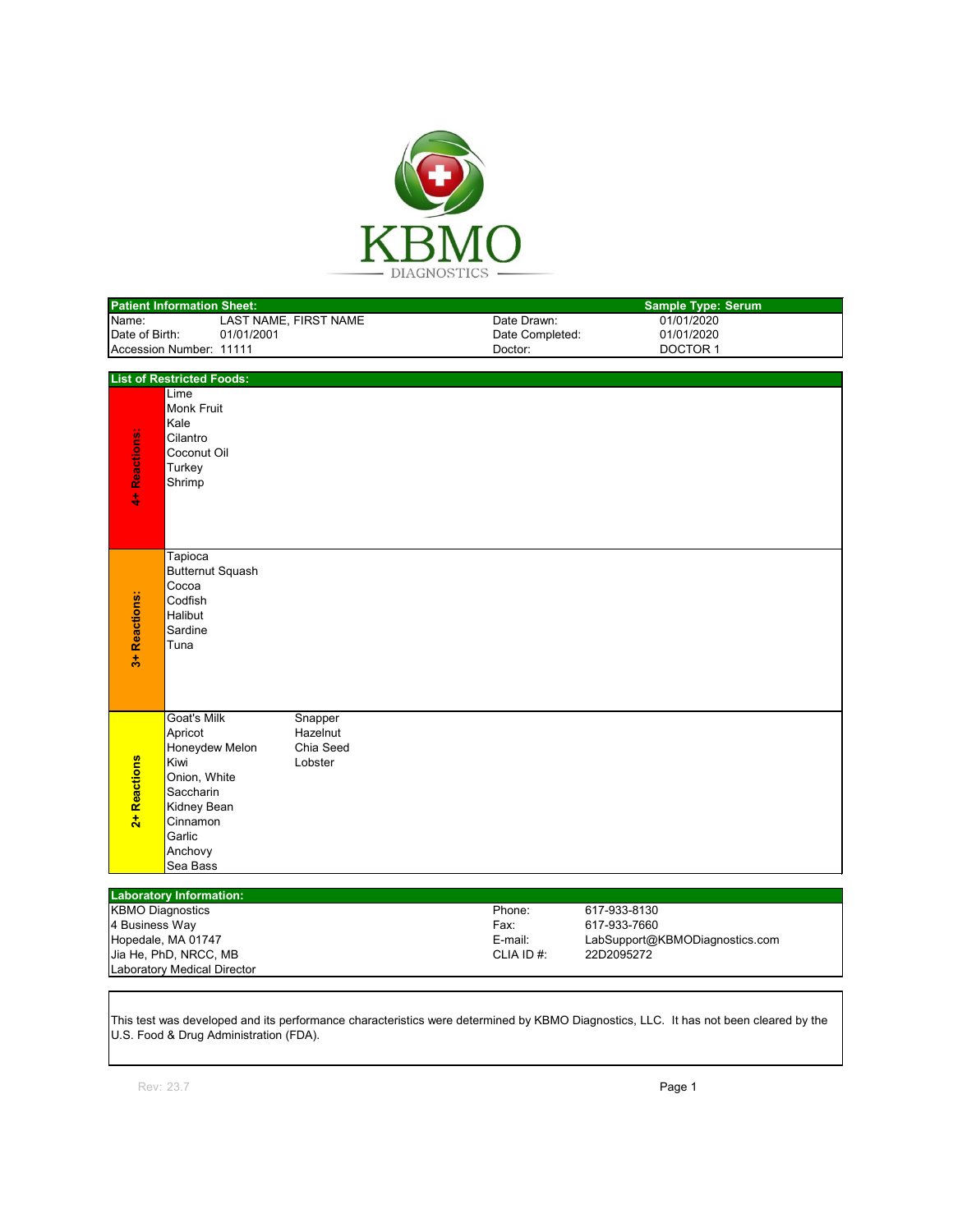# KBMO DIAGNOSTICS

| Patient Information Sheet: | | | Sample Type: Serum |
|---|---|---|---|
| Name: | LAST NAME, FIRST NAME | Date Drawn: | 01/01/2020 |
| Date of Birth: | 01/01/2001 | Date Completed: | 01/01/2020 |
| Accession Number: | 11111 | Doctor: | DOCTOR 1 |

## List of Restricted Foods:

| Reaction Level | Foods | |
|---|---|---|
| 4+ Reactions: | Lime | |
| | Monk Fruit | |
| | Kale | |
| | Cilantro | |
| | Coconut Oil | |
| | Turkey | |
| | Shrimp | |
| 3+ Reactions: | Tapioca | |
| | Butternut Squash | |
| | Cocoa | |
| | Codfish | |
| | Halibut | |
| | Sardine | |
| | Tuna | |
| 2+ Reactions | Goat's Milk | Snapper |
| | Apricot | Hazelnut |
| | Honeydew Melon | Chia Seed |
| | Kiwi | Lobster |
| | Onion, White | |
| | Saccharin | |
| | Kidney Bean | |
| | Cinnamon | |
| | Garlic | |
| | Anchovy | |
| | Sea Bass | |

## Laboratory Information:

| | | |
|---|---|---|
| KBMO Diagnostics | Phone: | 617-933-8130 |
| 4 Business Way | Fax: | 617-933-7660 |
| Hopedale, MA 01747 | E-mail: | LabSupport@KBMODiagnostics.com |
| Jia He, PhD, NRCC, MB | CLIA ID #: | 22D2095272 |
| Laboratory Medical Director | | |

This test was developed and its performance characteristics were determined by KBMO Diagnostics, LLC. It has not been cleared by the U.S. Food & Drug Administration (FDA).

Rev: 23.7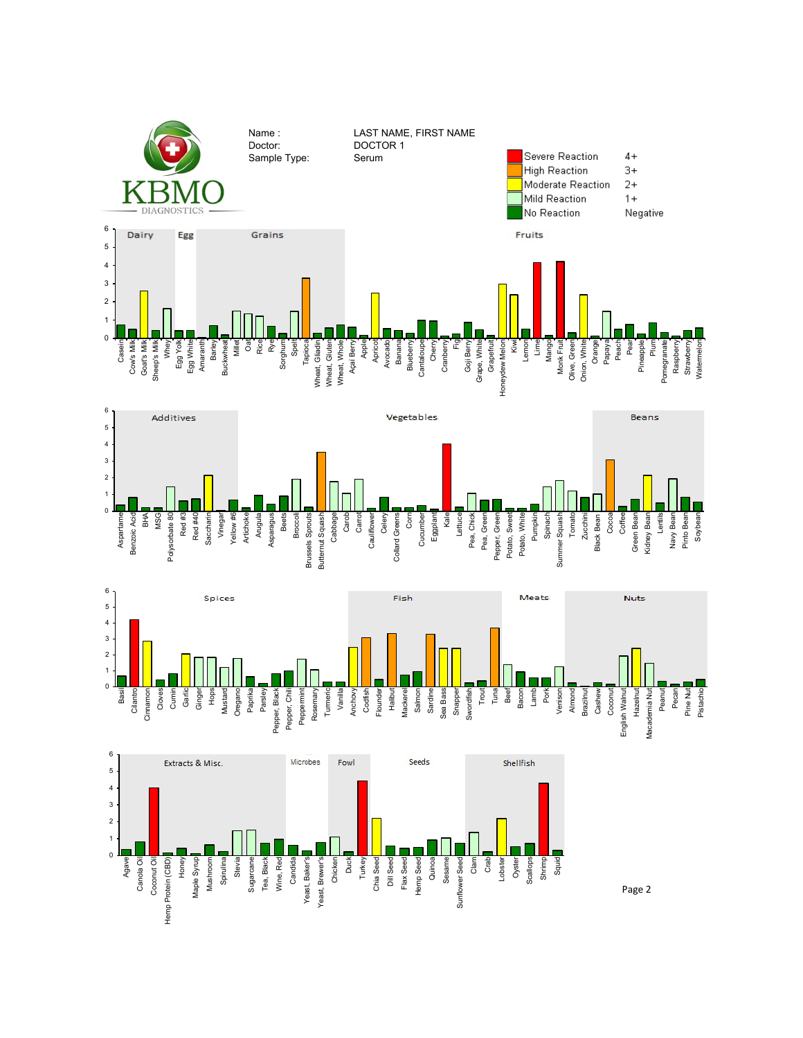KBMO DIAGNOSTICS

| | |
|---|---|
| Name : | LAST NAME, FIRST NAME |
| Doctor: | DOCTOR 1 |
| Sample Type: | Serum |

| Legend | Score |
|---|---|
| Severe Reaction | 4+ |
| High Reaction | 3+ |
| Moderate Reaction | 2+ |
| Mild Reaction | 1+ |
| No Reaction | Negative |

**Dairy:** Casein, Cow's Milk, Goat's Milk, Sheep's Milk, Whey

**Egg:** Egg Yolk, Egg White

**Grains:** Amaranth, Barley, Buckwheat, Millet, Oat, Rice, Rye, Sorghum, Spelt, Tapioca, Wheat, Gliadin, Wheat, Gluten, Wheat, Whole

**Fruits:** Açai Berry, Apple, Apricot, Avocado, Banana, Blueberry, Cantaloupe, Cherry, Cranberry, Fig, Goji Berry, Grape, White, Grapefruit, Honeydew Melon, Kiwi, Lemon, Lime, Mango, Monk Fruit, Olive, Green, Onion, White, Orange, Papaya, Peach, Pear, Pineapple, Plum, Pomegranate, Raspberry, Strawberry, Watermelon

**Additives:** Aspartame, Benzoic Acid, BHA, MSG, Polysorbate 80, Red #3, Red #40, Saccharin, Vinegar, Yellow #6

**Vegetables:** Artichoke, Arugula, Asparagus, Beets, Broccoli, Brussels Sprouts, Butternut Squash, Cabbage, Carob, Carrot, Cauliflower, Celery, Collard Greens, Corn, Cucumber, Eggplant, Kale, Lettuce, Pea, Chick, Pea, Green, Pepper, Green, Potato, Sweet, Potato, White, Pumpkin, Spinach, Summer Squash, Tomato, Zucchini

**Beans:** Black Bean, Cocoa, Coffee, Green Bean, Kidney Bean, Lentils, Navy Bean, Pinto Bean, Soybean

**Spices:** Basil, Cilantro, Cinnamon, Cloves, Cumin, Garlic, Ginger, Hops, Mustard, Oregano, Paprika, Parsley, Pepper, Black, Pepper, Chili, Peppermint, Rosemary, Turmeric, Vanilla

**Fish:** Anchovy, Codfish, Flounder, Halibut, Mackerel, Salmon, Sardine, Sea Bass, Snapper, Swordfish, Trout, Tuna

**Meats:** Beef, Bacon, Lamb, Pork, Venison

**Nuts:** Almond, Brazilnut, Cashew, Coconut, English Walnut, Hazelnut, Macadamia Nut, Peanut, Pecan, Pine Nut, Pistachio

**Extracts & Misc.:** Agave, Canola Oil, Coconut Oil, Hemp Protein (CBD), Honey, Maple Syrup, Mushroom, Spirulina, Stevia, Sugarcane, Tea, Black, Wine, Red

**Microbes:** Candida, Yeast, Baker's, Yeast, Brewer's

**Fowl:** Chicken, Duck, Turkey

**Seeds:** Chia Seed, Dill Seed, Flax Seed, Hemp Seed, Quinoa, Sesame, Sunflower Seed

**Shellfish:** Clam, Crab, Lobster, Oyster, Scallops, Shrimp, Squid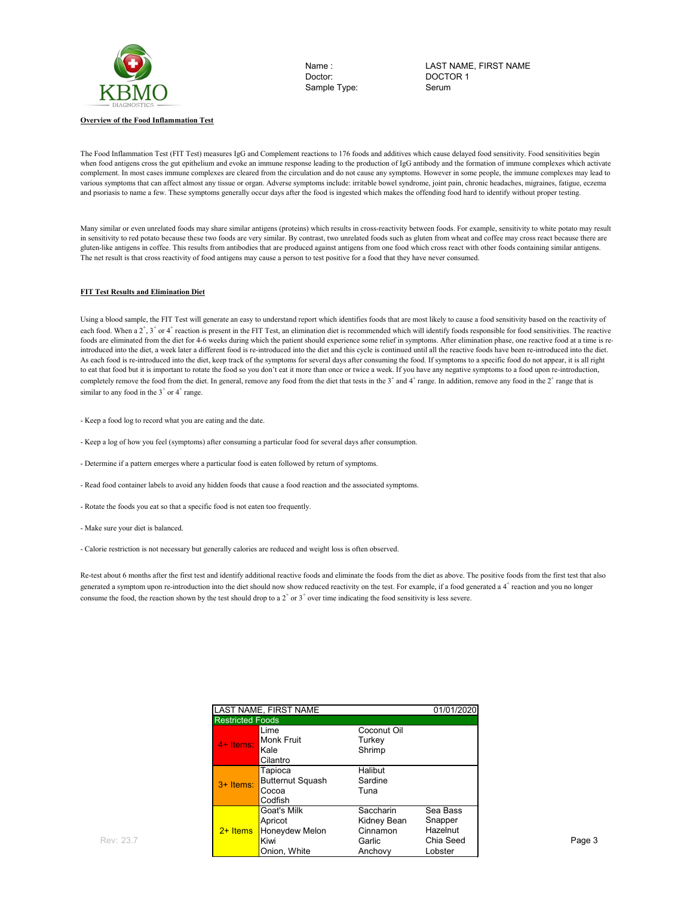KBMO DIAGNOSTICS

Name : LAST NAME, FIRST NAME
Doctor: DOCTOR 1
Sample Type: Serum

**Overview of the Food Inflammation Test**

The Food Inflammation Test (FIT Test) measures IgG and Complement reactions to 176 foods and additives which cause delayed food sensitivity. Food sensitivities begin when food antigens cross the gut epithelium and evoke an immune response leading to the production of IgG antibody and the formation of immune complexes which activate complement. In most cases immune complexes are cleared from the circulation and do not cause any symptoms. However in some people, the immune complexes may lead to various symptoms that can affect almost any tissue or organ. Adverse symptoms include: irritable bowel syndrome, joint pain, chronic headaches, migraines, fatigue, eczema and psoriasis to name a few. These symptoms generally occur days after the food is ingested which makes the offending food hard to identify without proper testing.

Many similar or even unrelated foods may share similar antigens (proteins) which results in cross-reactivity between foods. For example, sensitivity to white potato may result in sensitivity to red potato because these two foods are very similar. By contrast, two unrelated foods such as gluten from wheat and coffee may cross react because there are gluten-like antigens in coffee. This results from antibodies that are produced against antigens from one food which cross react with other foods containing similar antigens. The net result is that cross reactivity of food antigens may cause a person to test positive for a food that they have never consumed.

**FIT Test Results and Elimination Diet**

Using a blood sample, the FIT Test will generate an easy to understand report which identifies foods that are most likely to cause a food sensitivity based on the reactivity of each food. When a $2^+$, $3^+$ or $4^+$ reaction is present in the FIT Test, an elimination diet is recommended which will identify foods responsible for food sensitivities. The reactive foods are eliminated from the diet for 4-6 weeks during which the patient should experience some relief in symptoms. After elimination phase, one reactive food at a time is re-introduced into the diet, a week later a different food is re-introduced into the diet and this cycle is continued until all the reactive foods have been re-introduced into the diet. As each food is re-introduced into the diet, keep track of the symptoms for several days after consuming the food. If symptoms to a specific food do not appear, it is all right to eat that food but it is important to rotate the food so you don't eat it more than once or twice a week. If you have any negative symptoms to a food upon re-introduction, completely remove the food from the diet. In general, remove any food from the diet that tests in the $3^+$ and $4^+$ range. In addition, remove any food in the $2^+$ range that is similar to any food in the $3^+$ or $4^+$ range.

- Keep a food log to record what you are eating and the date.
- Keep a log of how you feel (symptoms) after consuming a particular food for several days after consumption.
- Determine if a pattern emerges where a particular food is eaten followed by return of symptoms.
- Read food container labels to avoid any hidden foods that cause a food reaction and the associated symptoms.
- Rotate the foods you eat so that a specific food is not eaten too frequently.
- Make sure your diet is balanced.
- Calorie restriction is not necessary but generally calories are reduced and weight loss is often observed.

Re-test about 6 months after the first test and identify additional reactive foods and eliminate the foods from the diet as above. The positive foods from the first test that also generated a symptom upon re-introduction into the diet should now show reduced reactivity on the test. For example, if a food generated a $4^+$ reaction and you no longer consume the food, the reaction shown by the test should drop to a $2^+$ or $3^+$ over time indicating the food sensitivity is less severe.

| LAST NAME, FIRST NAME | | | 01/01/2020 |
|---|---|---|---|
| **Restricted Foods** | | | |
| 4+ Items: | Lime | Coconut Oil | |
| | Monk Fruit | Turkey | |
| | Kale | Shrimp | |
| | Cilantro | | |
| 3+ Items: | Tapioca | Halibut | |
| | Butternut Squash | Sardine | |
| | Cocoa | Tuna | |
| | Codfish | | |
| 2+ Items | Goat's Milk | Saccharin | Sea Bass |
| | Apricot | Kidney Bean | Snapper |
| | Honeydew Melon | Cinnamon | Hazelnut |
| | Kiwi | Garlic | Chia Seed |
| | Onion, White | Anchovy | Lobster |

Rev: 23.7